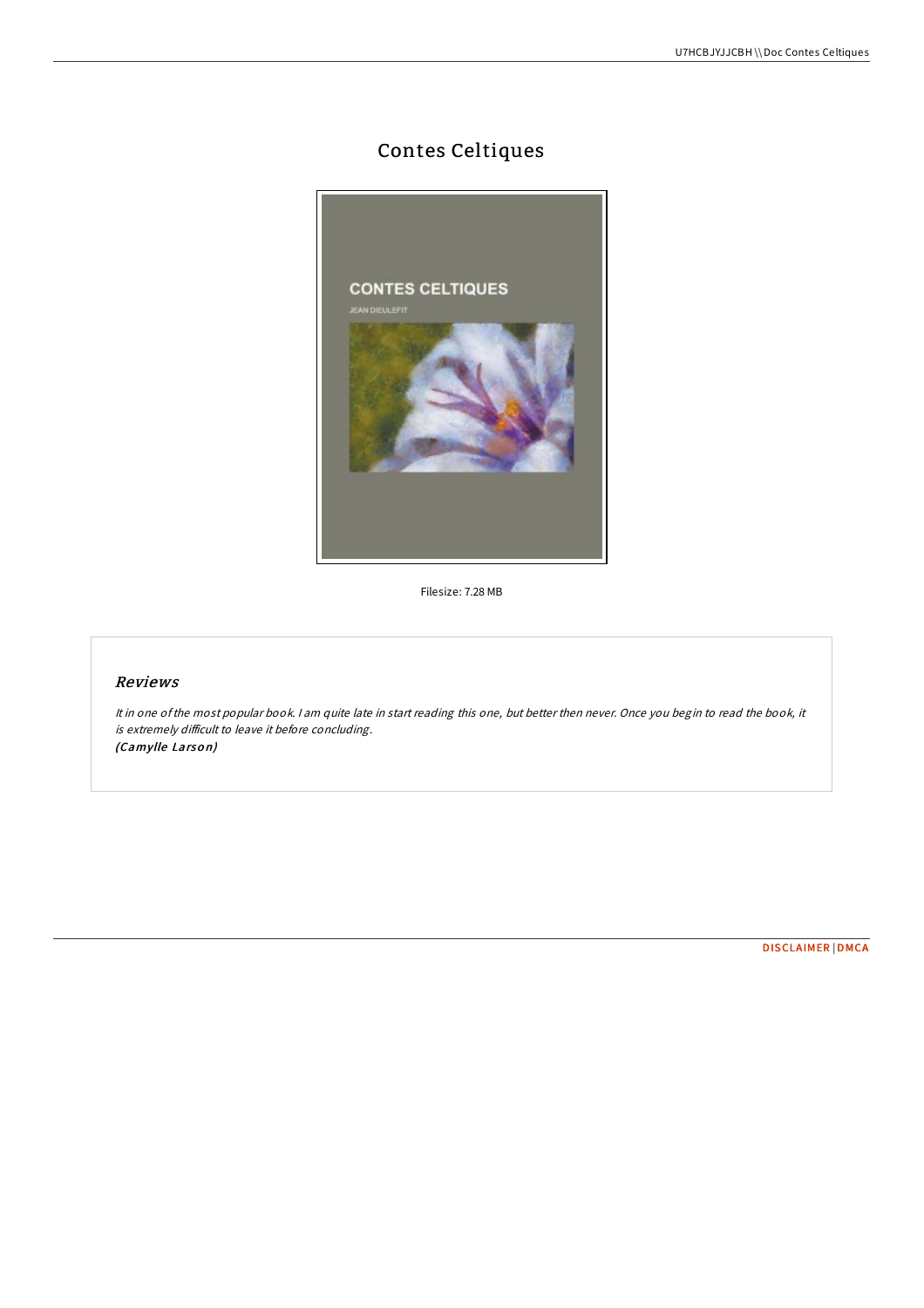# Contes Celtiques

Filesize: 7.28 MB

## *Reviews*

*It in one of the most popular book. I am quite late in start reading this one, but better then never. Once you begin to read the book, it is extremely difficult to leave it before concluding.*
*(Camylle Larson)*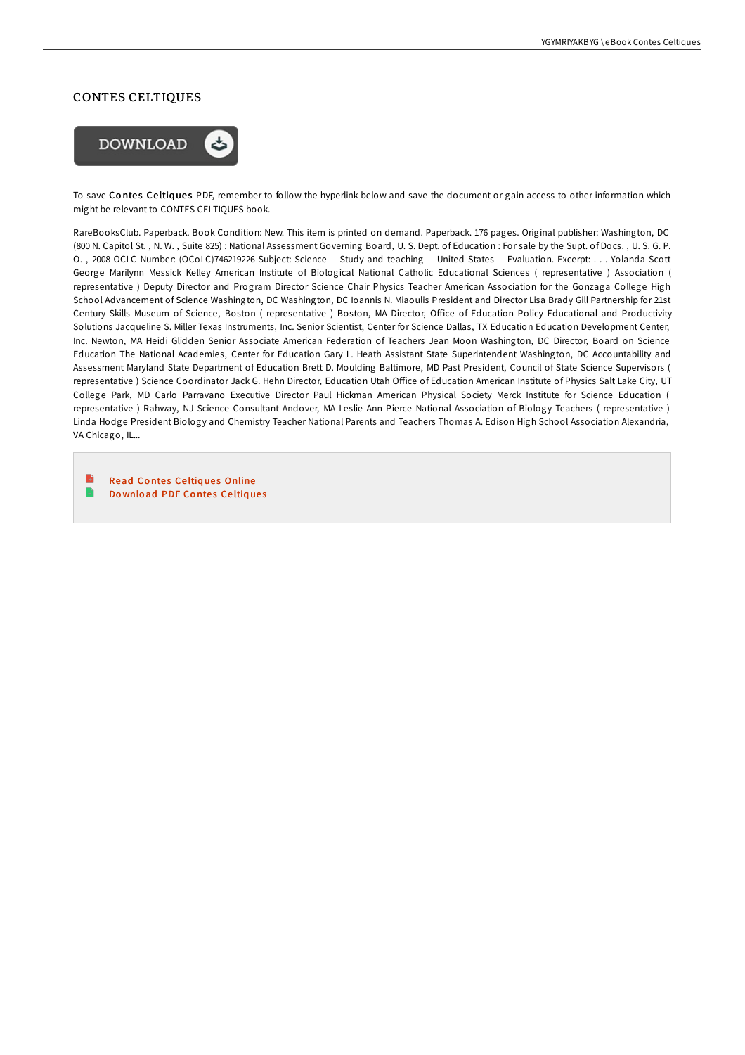# CONTES CELTIQUES

DOWNLOAD

To save **Contes Celtiques** PDF, remember to follow the hyperlink below and save the document or gain access to other information which might be relevant to CONTES CELTIQUES book.

RareBooksClub. Paperback. Book Condition: New. This item is printed on demand. Paperback. 176 pages. Original publisher: Washington, DC (800 N. Capitol St. , N. W. , Suite 825) : National Assessment Governing Board, U. S. Dept. of Education : For sale by the Supt. of Docs. , U. S. G. P. O. , 2008 OCLC Number: (OCoLC)746219226 Subject: Science -- Study and teaching -- United States -- Evaluation. Excerpt: . . . Yolanda Scott George Marilynn Messick Kelley American Institute of Biological National Catholic Educational Sciences ( representative ) Association ( representative ) Deputy Director and Program Director Science Chair Physics Teacher American Association for the Gonzaga College High School Advancement of Science Washington, DC Washington, DC Ioannis N. Miaoulis President and Director Lisa Brady Gill Partnership for 21st Century Skills Museum of Science, Boston ( representative ) Boston, MA Director, Office of Education Policy Educational and Productivity Solutions Jacqueline S. Miller Texas Instruments, Inc. Senior Scientist, Center for Science Dallas, TX Education Education Development Center, Inc. Newton, MA Heidi Glidden Senior Associate American Federation of Teachers Jean Moon Washington, DC Director, Board on Science Education The National Academies, Center for Education Gary L. Heath Assistant State Superintendent Washington, DC Accountability and Assessment Maryland State Department of Education Brett D. Moulding Baltimore, MD Past President, Council of State Science Supervisors ( representative ) Science Coordinator Jack G. Hehn Director, Education Utah Office of Education American Institute of Physics Salt Lake City, UT College Park, MD Carlo Parravano Executive Director Paul Hickman American Physical Society Merck Institute for Science Education ( representative ) Rahway, NJ Science Consultant Andover, MA Leslie Ann Pierce National Association of Biology Teachers ( representative ) Linda Hodge President Biology and Chemistry Teacher National Parents and Teachers Thomas A. Edison High School Association Alexandria, VA Chicago, IL...

- Read Contes Celtiques Online
- Download PDF Contes Celtiques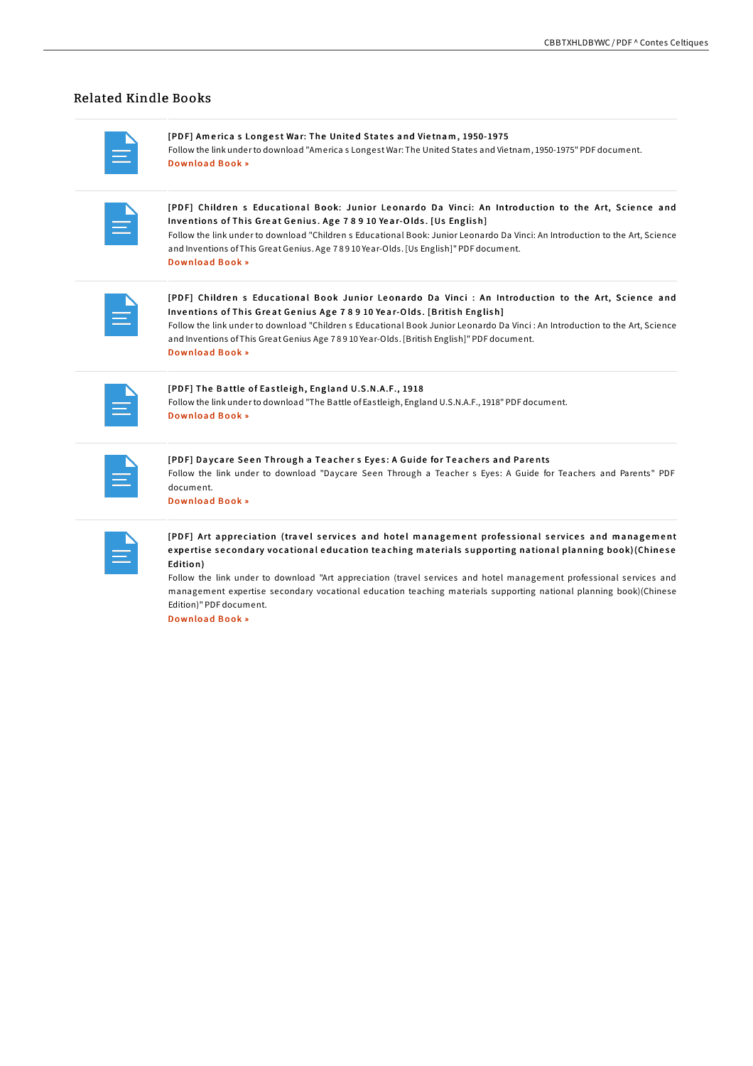## Related Kindle Books

**[PDF] America s Longest War: The United States and Vietnam, 1950-1975**

Follow the link under to download "America s Longest War: The United States and Vietnam, 1950-1975" PDF document.

Download Book »

**[PDF] Children s Educational Book: Junior Leonardo Da Vinci: An Introduction to the Art, Science and Inventions of This Great Genius. Age 7 8 9 10 Year-Olds. [Us English]**

Follow the link under to download "Children s Educational Book: Junior Leonardo Da Vinci: An Introduction to the Art, Science and Inventions of This Great Genius. Age 7 8 9 10 Year-Olds. [Us English]" PDF document.

Download Book »

**[PDF] Children s Educational Book Junior Leonardo Da Vinci : An Introduction to the Art, Science and Inventions of This Great Genius Age 7 8 9 10 Year-Olds. [British English]**

Follow the link under to download "Children s Educational Book Junior Leonardo Da Vinci : An Introduction to the Art, Science and Inventions of This Great Genius Age 7 8 9 10 Year-Olds. [British English]" PDF document.

Download Book »

**[PDF] The Battle of Eastleigh, England U.S.N.A.F., 1918**

Follow the link under to download "The Battle of Eastleigh, England U.S.N.A.F., 1918" PDF document.

Download Book »

**[PDF] Daycare Seen Through a Teacher s Eyes: A Guide for Teachers and Parents**

Follow the link under to download "Daycare Seen Through a Teacher s Eyes: A Guide for Teachers and Parents" PDF document.

Download Book »

**[PDF] Art appreciation (travel services and hotel management professional services and management expertise secondary vocational education teaching materials supporting national planning book)(Chinese Edition)**

Follow the link under to download "Art appreciation (travel services and hotel management professional services and management expertise secondary vocational education teaching materials supporting national planning book)(Chinese Edition)" PDF document.

Download Book »